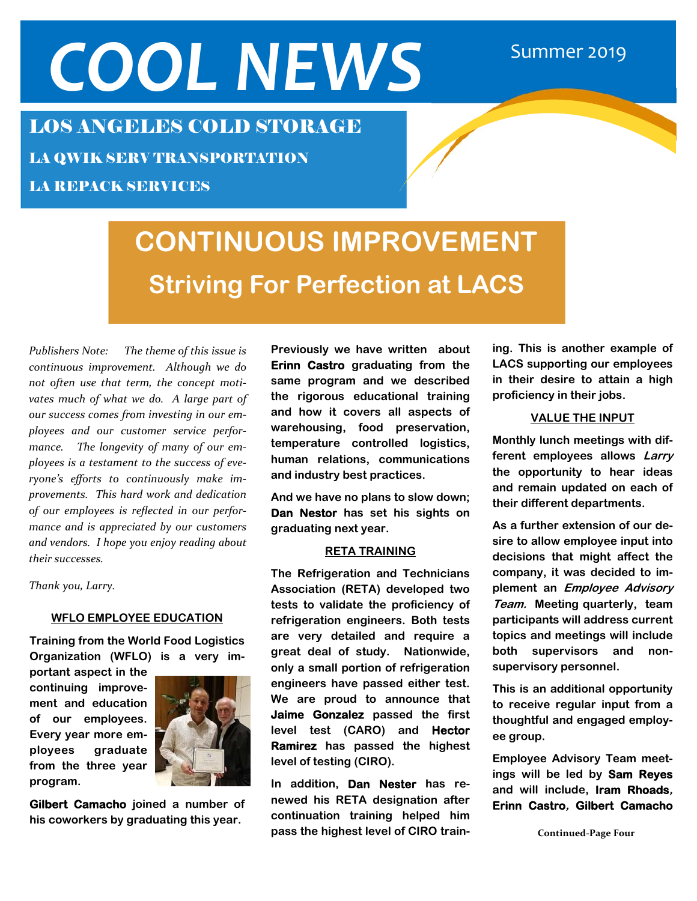# COOL NEWS

Summer 2019

## LOS ANGELES COLD STORAGE

### LA QWIK SERV TRANSPORTATION

### LA REPACK SERVICES

# CONTINUOUS IMPROVEMENT

## Striving For Perfection at LACS

*Publishers Note: The theme of this issue is continuous improvement. Although we do not often use that term, the concept motivates much of what we do. A large part of our success comes from investing in our employees and our customer service performance. The longevity of many of our employees is a testament to the success of everyone's efforts to continuously make improvements. This hard work and dedication of our employees is reflected in our performance and is appreciated by our customers and vendors. I hope you enjoy reading about their successes.*

*Thank you, Larry.*

### WFLO EMPLOYEE EDUCATION

**Training from the World Food Logistics Organization (WFLO) is a very important aspect in the continuing improvement and education of our employees. Every year more employees graduate from the three year program.**

**Gilbert Camacho joined a number of his coworkers by graduating this year.**

**Previously we have written about Erinn Castro graduating from the same program and we described the rigorous educational training and how it covers all aspects of warehousing, food preservation, temperature controlled logistics, human relations, communications and industry best practices.**

**And we have no plans to slow down; Dan Nestor has set his sights on graduating next year.**

### RETA TRAINING

**The Refrigeration and Technicians Association (RETA) developed two tests to validate the proficiency of refrigeration engineers. Both tests are very detailed and require a great deal of study. Nationwide, only a small portion of refrigeration engineers have passed either test. We are proud to announce that Jaime Gonzalez passed the first level test (CARO) and Hector Ramirez has passed the highest level of testing (CIRO).**

**In addition, Dan Nester has renewed his RETA designation after continuation training helped him pass the highest level of CIRO training. This is another example of LACS supporting our employees in their desire to attain a high proficiency in their jobs.**

### VALUE THE INPUT

**Monthly lunch meetings with different employees allows *Larry* the opportunity to hear ideas and remain updated on each of their different departments.**

**As a further extension of our desire to allow employee input into decisions that might affect the company, it was decided to implement an *Employee Advisory Team.* Meeting quarterly, team participants will address current topics and meetings will include both supervisors and non-supervisory personnel.**

**This is an additional opportunity to receive regular input from a thoughtful and engaged employee group.**

**Employee Advisory Team meetings will be led by Sam Reyes and will include, Iram Rhoads, Erinn Castro, Gilbert Camacho**

**Continued-Page Four**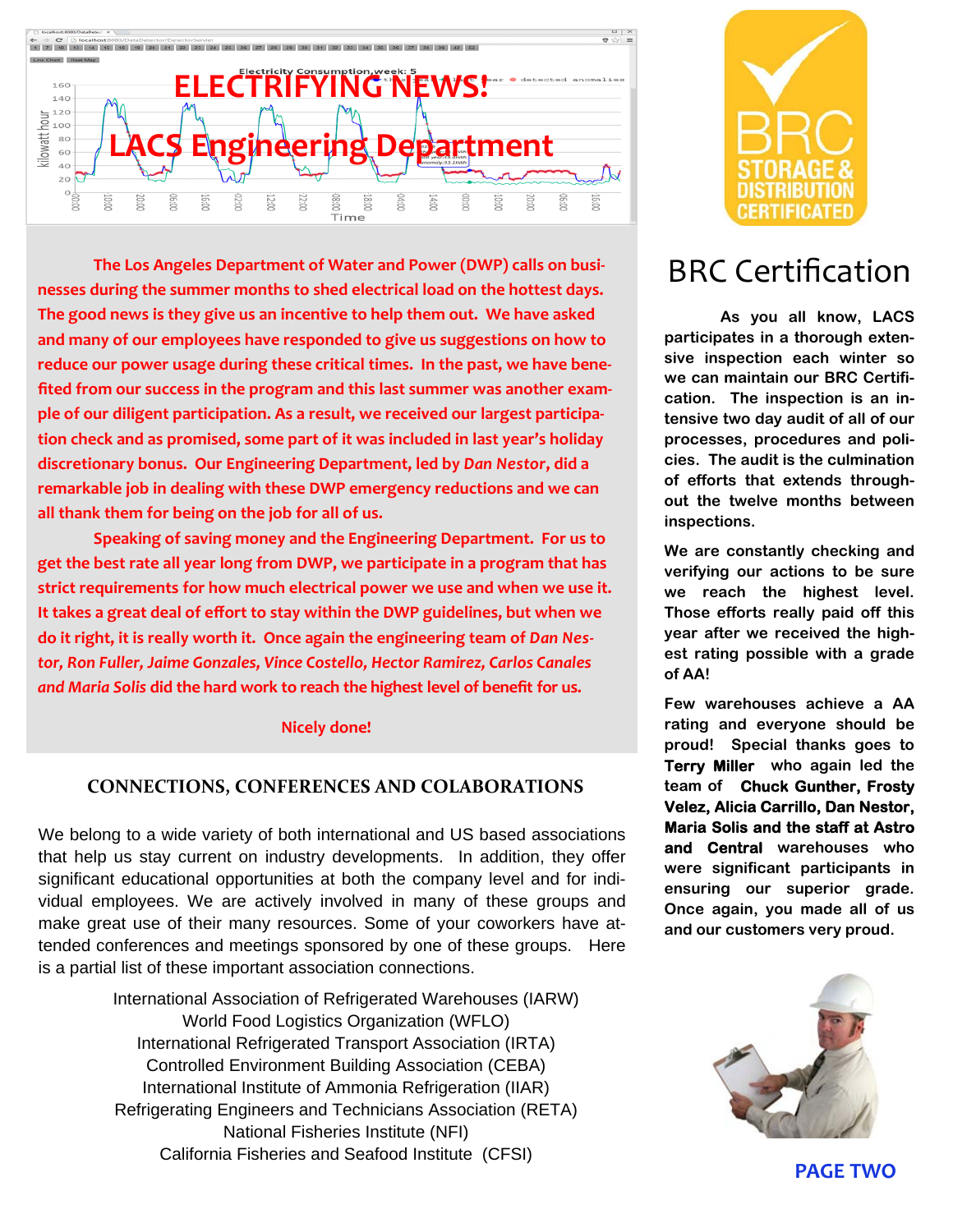# ELECTRIFYING NEWS!

## LACS Engineering Department

The Los Angeles Department of Water and Power (DWP) calls on businesses during the summer months to shed electrical load on the hottest days. The good news is they give us an incentive to help them out. We have asked and many of our employees have responded to give us suggestions on how to reduce our power usage during these critical times. In the past, we have benefited from our success in the program and this last summer was another example of our diligent participation. As a result, we received our largest participation check and as promised, some part of it was included in last year's holiday discretionary bonus. Our Engineering Department, led by *Dan Nestor*, did a remarkable job in dealing with these DWP emergency reductions and we can all thank them for being on the job for all of us.

Speaking of saving money and the Engineering Department. For us to get the best rate all year long from DWP, we participate in a program that has strict requirements for how much electrical power we use and when we use it. It takes a great deal of effort to stay within the DWP guidelines, but when we do it right, it is really worth it. Once again the engineering team of *Dan Nestor, Ron Fuller, Jaime Gonzales, Vince Costello, Hector Ramirez, Carlos Canales and Maria Solis* did the hard work to reach the highest level of benefit for us.

Nicely done!

## CONNECTIONS, CONFERENCES AND COLABORATIONS

We belong to a wide variety of both international and US based associations that help us stay current on industry developments. In addition, they offer significant educational opportunities at both the company level and for individual employees. We are actively involved in many of these groups and make great use of their many resources. Some of your coworkers have attended conferences and meetings sponsored by one of these groups. Here is a partial list of these important association connections.

International Association of Refrigerated Warehouses (IARW)
World Food Logistics Organization (WFLO)
International Refrigerated Transport Association (IRTA)
Controlled Environment Building Association (CEBA)
International Institute of Ammonia Refrigeration (IIAR)
Refrigerating Engineers and Technicians Association (RETA)
National Fisheries Institute (NFI)
California Fisheries and Seafood Institute (CFSI)

## BRC Certification

As you all know, LACS participates in a thorough extensive inspection each winter so we can maintain our BRC Certification. The inspection is an intensive two day audit of all of our processes, procedures and policies. The audit is the culmination of efforts that extends throughout the twelve months between inspections.

We are constantly checking and verifying our actions to be sure we reach the highest level. Those efforts really paid off this year after we received the highest rating possible with a grade of AA!

Few warehouses achieve a AA rating and everyone should be proud! Special thanks goes to **Terry Miller** who again led the team of **Chuck Gunther, Frosty Velez, Alicia Carrillo, Dan Nestor, Maria Solis and the staff at Astro and Central** warehouses who were significant participants in ensuring our superior grade. Once again, you made all of us and our customers very proud.

PAGE TWO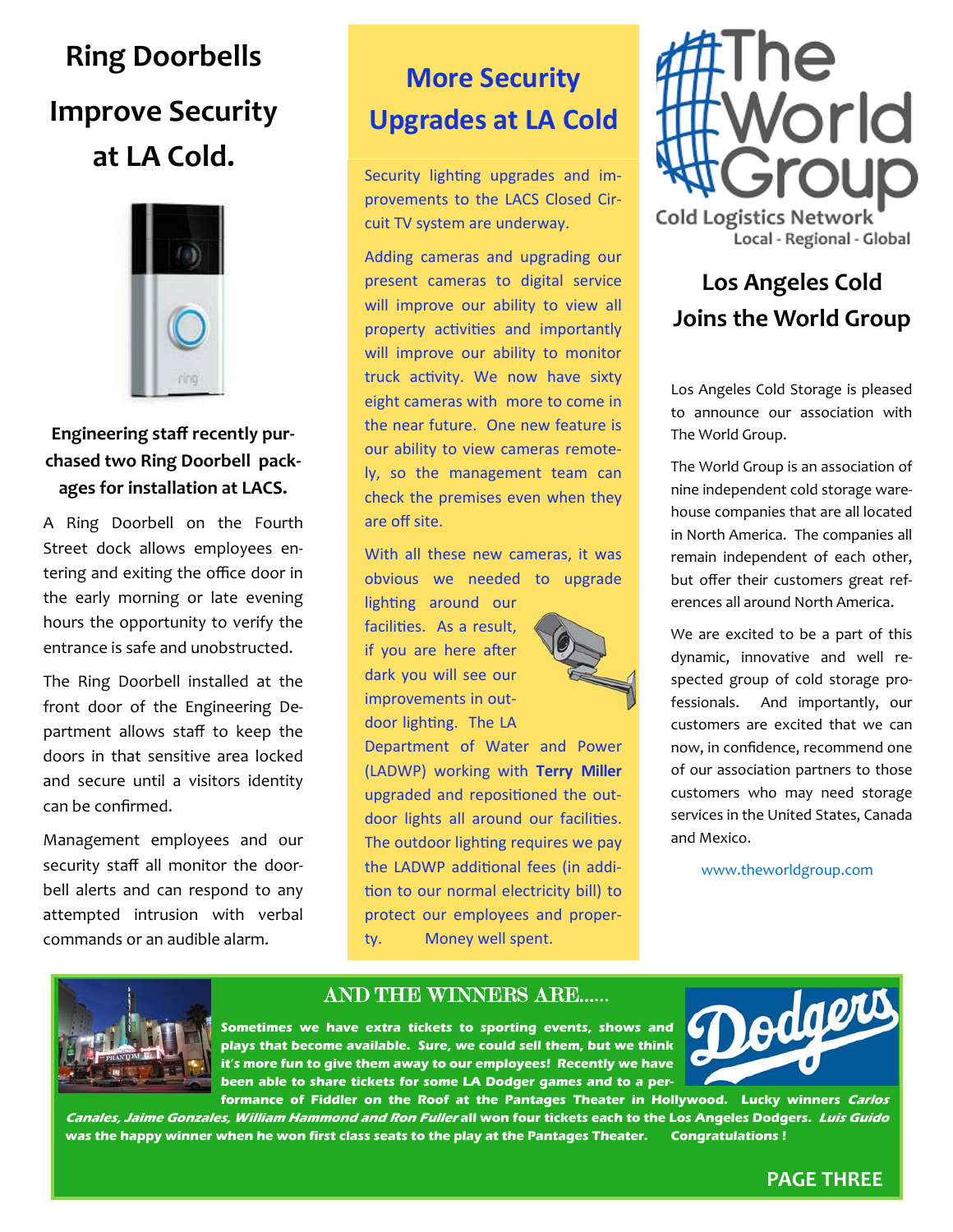# Ring Doorbells Improve Security at LA Cold.

**Engineering staff recently purchased two Ring Doorbell packages for installation at LACS.**

A Ring Doorbell on the Fourth Street dock allows employees entering and exiting the office door in the early morning or late evening hours the opportunity to verify the entrance is safe and unobstructed.

The Ring Doorbell installed at the front door of the Engineering Department allows staff to keep the doors in that sensitive area locked and secure until a visitors identity can be confirmed.

Management employees and our security staff all monitor the doorbell alerts and can respond to any attempted intrusion with verbal commands or an audible alarm.

# More Security Upgrades at LA Cold

Security lighting upgrades and improvements to the LACS Closed Circuit TV system are underway.

Adding cameras and upgrading our present cameras to digital service will improve our ability to view all property activities and importantly will improve our ability to monitor truck activity. We now have sixty eight cameras with more to come in the near future. One new feature is our ability to view cameras remotely, so the management team can check the premises even when they are off site.

With all these new cameras, it was obvious we needed to upgrade lighting around our facilities. As a result, if you are here after dark you will see our improvements in outdoor lighting. The LA Department of Water and Power (LADWP) working with **Terry Miller** upgraded and repositioned the outdoor lights all around our facilities. The outdoor lighting requires we pay the LADWP additional fees (in addition to our normal electricity bill) to protect our employees and property. Money well spent.

The World Group
Cold Logistics Network
Local - Regional - Global

# Los Angeles Cold Joins the World Group

Los Angeles Cold Storage is pleased to announce our association with The World Group.

The World Group is an association of nine independent cold storage warehouse companies that are all located in North America. The companies all remain independent of each other, but offer their customers great references all around North America.

We are excited to be a part of this dynamic, innovative and well respected group of cold storage professionals. And importantly, our customers are excited that we can now, in confidence, recommend one of our association partners to those customers who may need storage services in the United States, Canada and Mexico.

www.theworldgroup.com

## AND THE WINNERS ARE......

**Sometimes we have extra tickets to sporting events, shows and plays that become available. Sure, we could sell them, but we think it's more fun to give them away to our employees! Recently we have been able to share tickets for some LA Dodger games and to a performance of Fiddler on the Roof at the Pantages Theater in Hollywood. Lucky winners *Carlos Canales, Jaime Gonzales, William Hammond and Ron Fuller* all won four tickets each to the Los Angeles Dodgers. *Luis Guido* was the happy winner when he won first class seats to the play at the Pantages Theater. Congratulations !**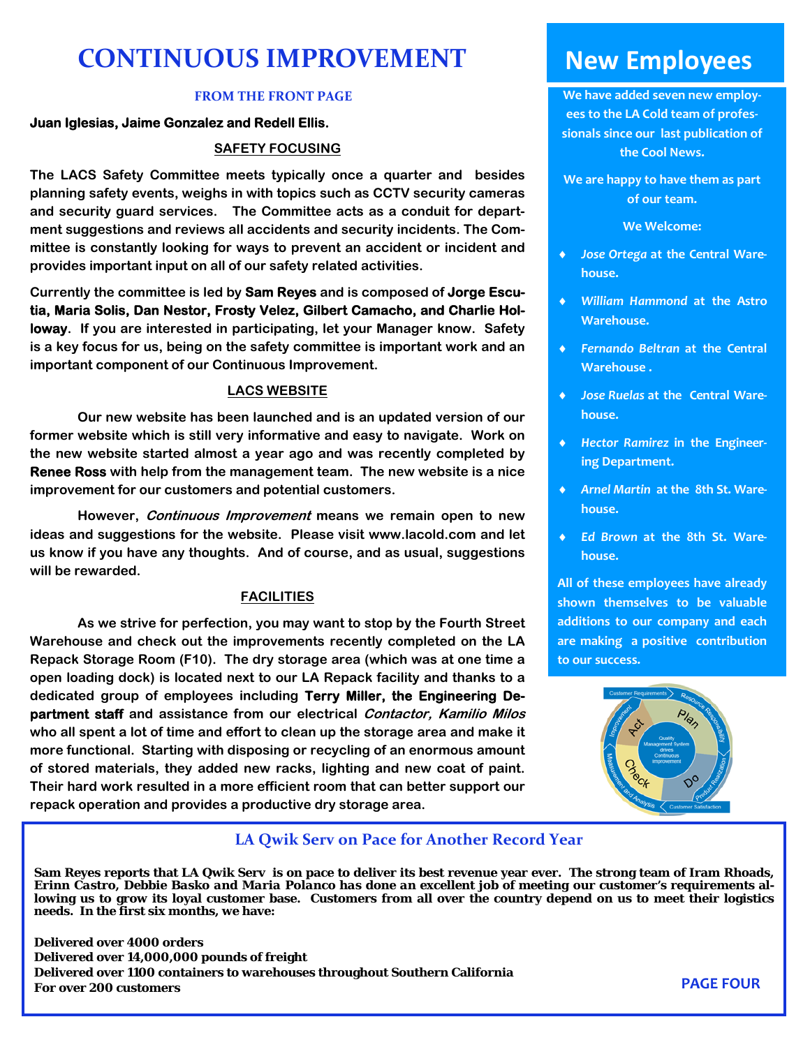# CONTINUOUS IMPROVEMENT

**FROM THE FRONT PAGE**

**Juan Iglesias, Jaime Gonzalez and Redell Ellis.**

## SAFETY FOCUSING

The LACS Safety Committee meets typically once a quarter and besides planning safety events, weighs in with topics such as CCTV security cameras and security guard services. The Committee acts as a conduit for department suggestions and reviews all accidents and security incidents. The Committee is constantly looking for ways to prevent an accident or incident and provides important input on all of our safety related activities.

Currently the committee is led by **Sam Reyes** and is composed of **Jorge Escutia, Maria Solis, Dan Nestor, Frosty Velez, Gilbert Camacho, and Charlie Holloway**. If you are interested in participating, let your Manager know. Safety is a key focus for us, being on the safety committee is important work and an important component of our Continuous Improvement.

## LACS WEBSITE

Our new website has been launched and is an updated version of our former website which is still very informative and easy to navigate. Work on the new website started almost a year ago and was recently completed by **Renee Ross** with help from the management team. The new website is a nice improvement for our customers and potential customers.

However, *Continuous Improvement* means we remain open to new ideas and suggestions for the website. Please visit www.lacold.com and let us know if you have any thoughts. And of course, and as usual, suggestions will be rewarded.

## FACILITIES

As we strive for perfection, you may want to stop by the Fourth Street Warehouse and check out the improvements recently completed on the LA Repack Storage Room (F10). The dry storage area (which was at one time a open loading dock) is located next to our LA Repack facility and thanks to a dedicated group of employees including **Terry Miller, the Engineering Department staff** and assistance from our electrical *Contactor, Kamilio Milos* who all spent a lot of time and effort to clean up the storage area and make it more functional. Starting with disposing or recycling of an enormous amount of stored materials, they added new racks, lighting and new coat of paint. Their hard work resulted in a more efficient room that can better support our repack operation and provides a productive dry storage area.

# New Employees

We have added seven new employees to the LA Cold team of professionals since our last publication of the Cool News.

We are happy to have them as part of our team.

We Welcome:

- *Jose Ortega* at the Central Warehouse.
- *William Hammond* at the Astro Warehouse.
- *Fernando Beltran* at the Central Warehouse .
- *Jose Ruelas* at the Central Warehouse.
- *Hector Ramirez* in the Engineering Department.
- *Arnel Martin* at the 8th St. Warehouse.
- *Ed Brown* at the 8th St. Warehouse.

All of these employees have already shown themselves to be valuable additions to our company and each are making a positive contribution to our success.

## LA Qwik Serv on Pace for Another Record Year

**Sam Reyes reports that LA Qwik Serv is on pace to deliver its best revenue year ever. The strong team of Iram Rhoads, Erinn Castro, Debbie Basko and Maria Polanco has done an excellent job of meeting our customer's requirements allowing us to grow its loyal customer base. Customers from all over the country depend on us to meet their logistics needs. In the first six months, we have:**

**Delivered over 4000 orders**
**Delivered over 14,000,000 pounds of freight**
**Delivered over 1100 containers to warehouses throughout Southern California**
**For over 200 customers**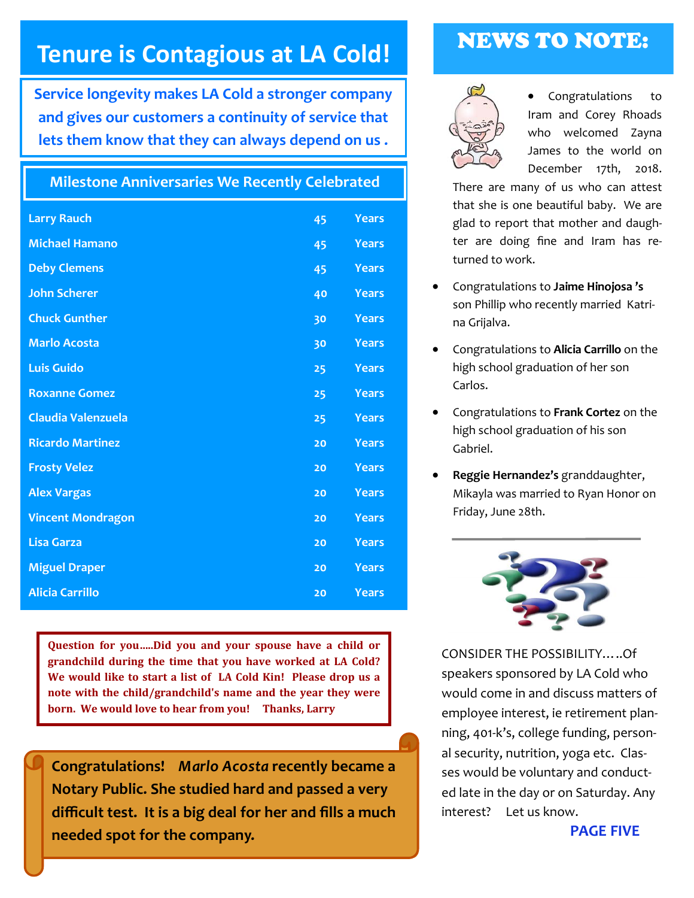# Tenure is Contagious at LA Cold!

**Service longevity makes LA Cold a stronger company and gives our customers a continuity of service that lets them know that they can always depend on us .**

## Milestone Anniversaries We Recently Celebrated

| Name | | |
|---|---|---|
| Larry Rauch | 45 | Years |
| Michael Hamano | 45 | Years |
| Deby Clemens | 45 | Years |
| John Scherer | 40 | Years |
| Chuck Gunther | 30 | Years |
| Marlo Acosta | 30 | Years |
| Luis Guido | 25 | Years |
| Roxanne Gomez | 25 | Years |
| Claudia Valenzuela | 25 | Years |
| Ricardo Martinez | 20 | Years |
| Frosty Velez | 20 | Years |
| Alex Vargas | 20 | Years |
| Vincent Mondragon | 20 | Years |
| Lisa Garza | 20 | Years |
| Miguel Draper | 20 | Years |
| Alicia Carrillo | 20 | Years |

**Question for you.....Did you and your spouse have a child or grandchild during the time that you have worked at LA Cold? We would like to start a list of LA Cold Kin! Please drop us a note with the child/grandchild's name and the year they were born. We would love to hear from you! Thanks, Larry**

**Congratulations! *Marlo Acosta* recently became a Notary Public. She studied hard and passed a very difficult test. It is a big deal for her and fills a much needed spot for the company.**

# NEWS TO NOTE:

- Congratulations to Iram and Corey Rhoads who welcomed Zayna James to the world on December 17th, 2018. There are many of us who can attest that she is one beautiful baby. We are glad to report that mother and daughter are doing fine and Iram has returned to work.
- Congratulations to **Jaime Hinojosa 's** son Phillip who recently married Katrina Grijalva.
- Congratulations to **Alicia Carrillo** on the high school graduation of her son Carlos.
- Congratulations to **Frank Cortez** on the high school graduation of his son Gabriel.
- **Reggie Hernandez's** granddaughter, Mikayla was married to Ryan Honor on Friday, June 28th.

CONSIDER THE POSSIBILITY…..Of speakers sponsored by LA Cold who would come in and discuss matters of employee interest, ie retirement planning, 401-k's, college funding, personal security, nutrition, yoga etc. Classes would be voluntary and conducted late in the day or on Saturday. Any interest? Let us know.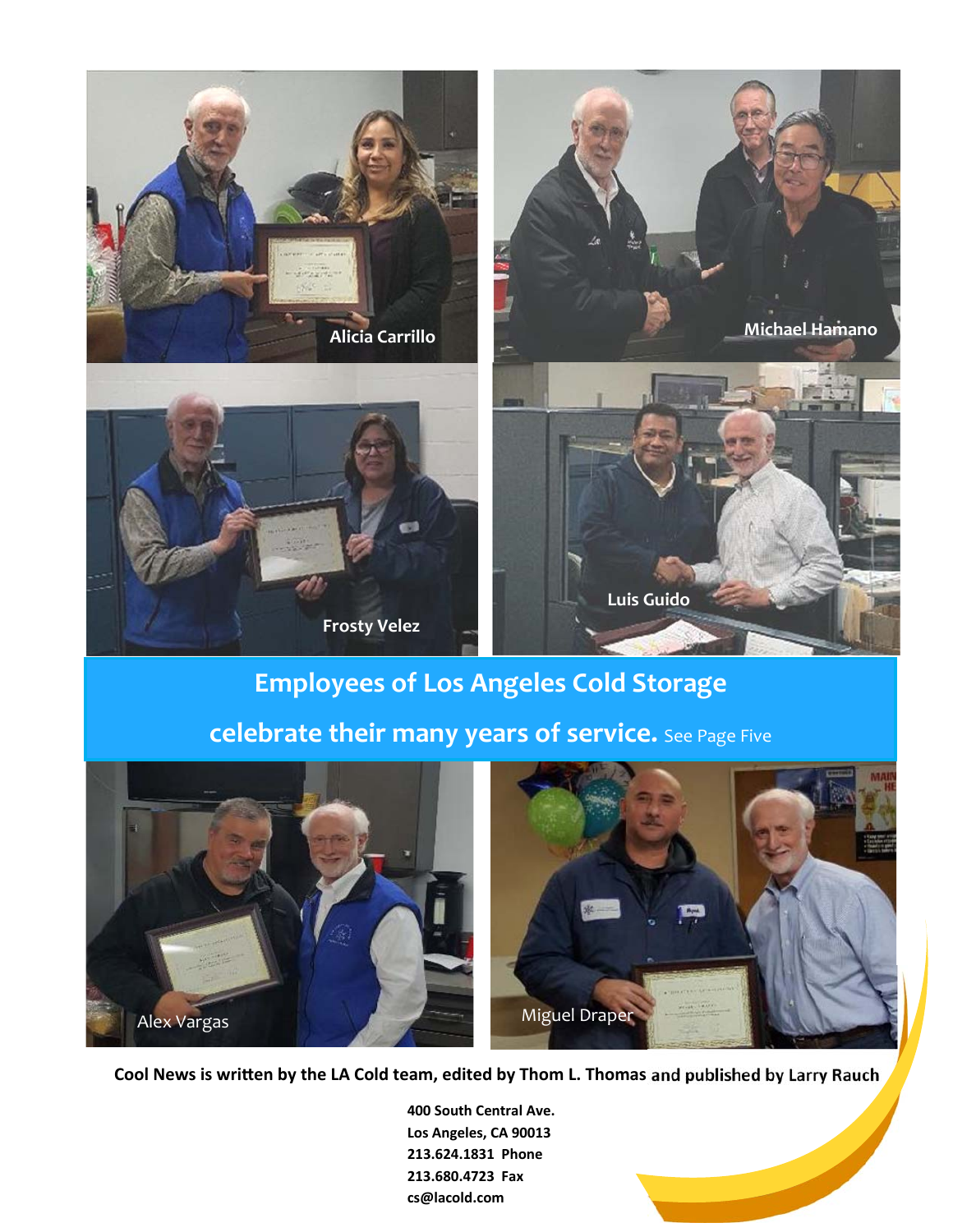Alicia Carrillo

Michael Hamano

Frosty Velez

Luis Guido

## Employees of Los Angeles Cold Storage celebrate their many years of service. See Page Five

Alex Vargas

Miguel Draper

**Cool News is written by the LA Cold team, edited by Thom L. Thomas and published by Larry Rauch**

**400 South Central Ave.**
**Los Angeles, CA 90013**
**213.624.1831 Phone**
**213.680.4723 Fax**
**cs@lacold.com**